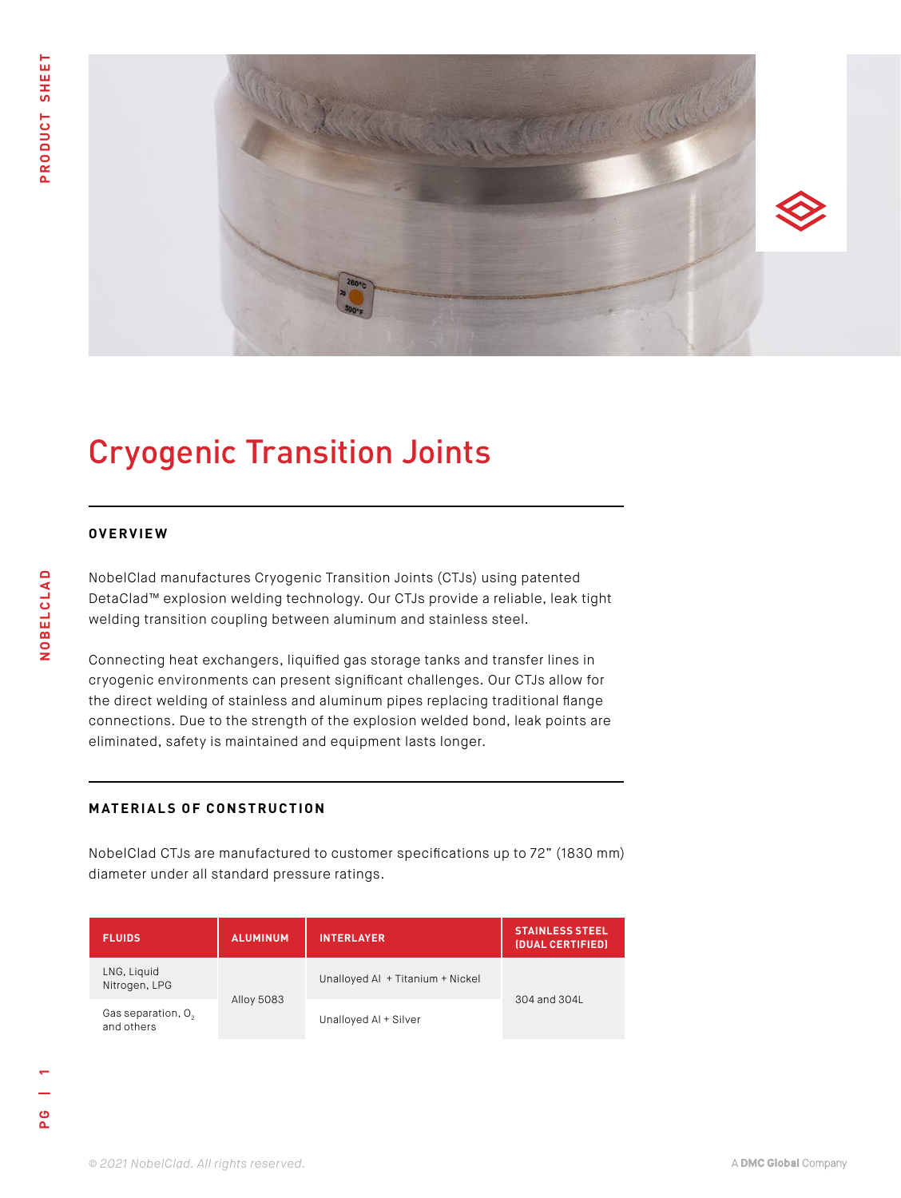# Cryogenic Transition Joints

## OVERVIEW

NobelClad manufactures Cryogenic Transition Joints (CTJs) using patented DetaClad™ explosion welding technology. Our CTJs provide a reliable, leak tight welding transition coupling between aluminum and stainless steel.

Connecting heat exchangers, liquified gas storage tanks and transfer lines in cryogenic environments can present significant challenges. Our CTJs allow for the direct welding of stainless and aluminum pipes replacing traditional flange connections. Due to the strength of the explosion welded bond, leak points are eliminated, safety is maintained and equipment lasts longer.

## MATERIALS OF CONSTRUCTION

NobelClad CTJs are manufactured to customer specifications up to 72" (1830 mm) diameter under all standard pressure ratings.

| FLUIDS | ALUMINUM | INTERLAYER | STAINLESS STEEL (DUAL CERTIFIED) |
|---|---|---|---|
| LNG, Liquid Nitrogen, LPG | Alloy 5083 | Unalloyed Al + Titanium + Nickel | 304 and 304L |
| Gas separation, $O_2$ and others | | Unalloyed Al + Silver | |

© 2021 NobelClad. All rights reserved.

A DMC Global Company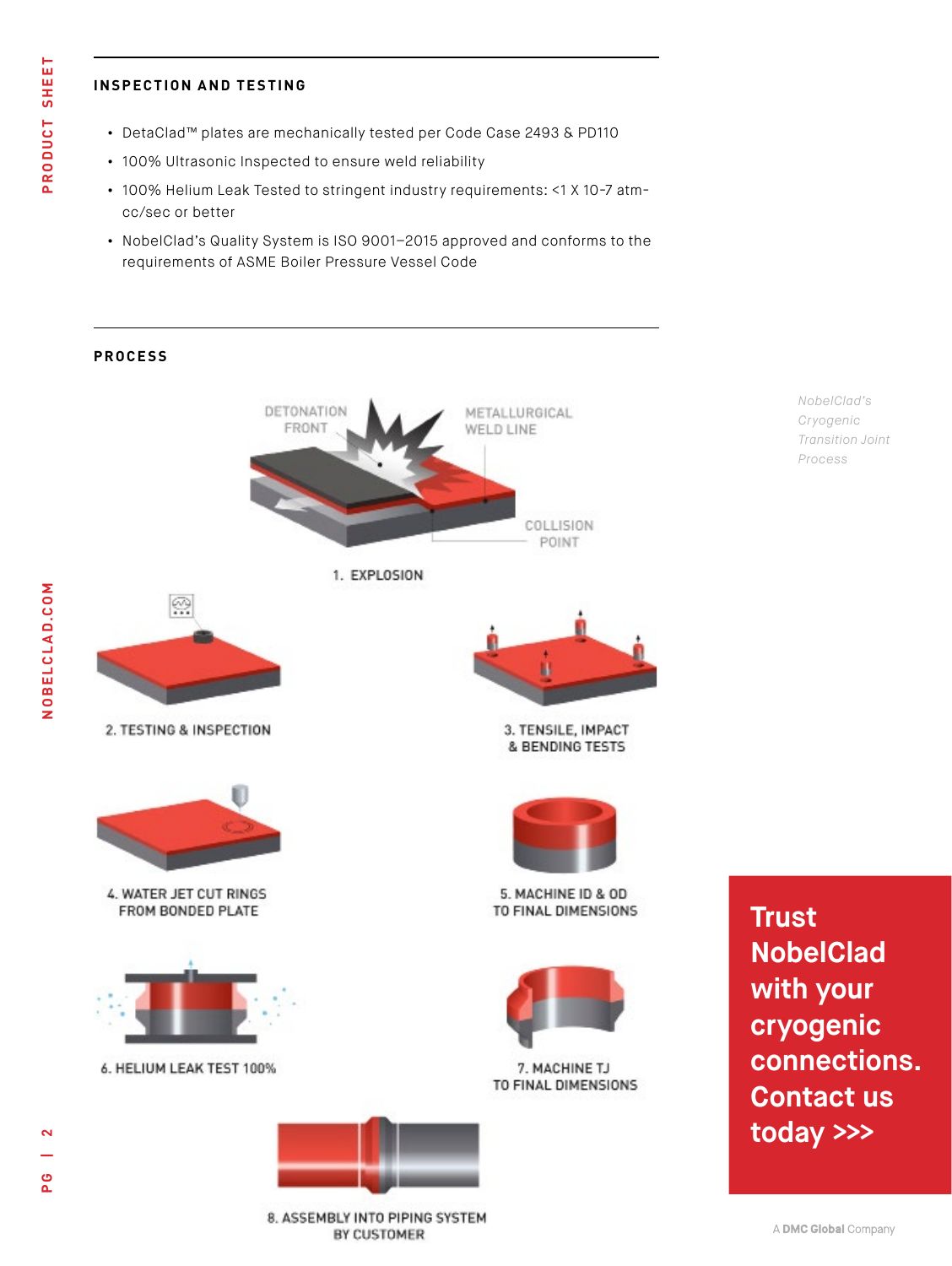## INSPECTION AND TESTING

- DetaClad™ plates are mechanically tested per Code Case 2493 & PD110
- 100% Ultrasonic Inspected to ensure weld reliability
- 100% Helium Leak Tested to stringent industry requirements: <1 X 10-7 atm-cc/sec or better
- NobelClad's Quality System is ISO 9001–2015 approved and conforms to the requirements of ASME Boiler Pressure Vessel Code

## PROCESS

DETONATION FRONT

METALLURGICAL WELD LINE

COLLISION POINT

1. EXPLOSION

2. TESTING & INSPECTION

3. TENSILE, IMPACT & BENDING TESTS

4. WATER JET CUT RINGS FROM BONDED PLATE

5. MACHINE ID & OD TO FINAL DIMENSIONS

6. HELIUM LEAK TEST 100%

7. MACHINE TJ TO FINAL DIMENSIONS

8. ASSEMBLY INTO PIPING SYSTEM BY CUSTOMER

*NobelClad's Cryogenic Transition Joint Process*

**Trust NobelClad with your cryogenic connections. Contact us today >>>**

A **DMC Global** Company